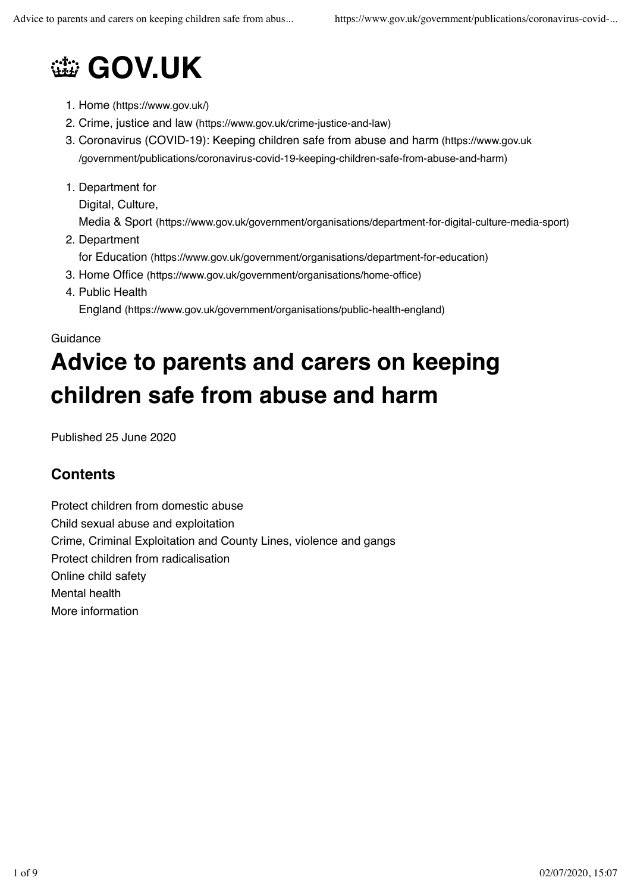# 👑 GOV.UK

1. Home (https://www.gov.uk/)
2. Crime, justice and law (https://www.gov.uk/crime-justice-and-law)
3. Coronavirus (COVID-19): Keeping children safe from abuse and harm (https://www.gov.uk/government/publications/coronavirus-covid-19-keeping-children-safe-from-abuse-and-harm)

1. Department for Digital, Culture, Media & Sport (https://www.gov.uk/government/organisations/department-for-digital-culture-media-sport)
2. Department for Education (https://www.gov.uk/government/organisations/department-for-education)
3. Home Office (https://www.gov.uk/government/organisations/home-office)
4. Public Health England (https://www.gov.uk/government/organisations/public-health-england)

Guidance

# Advice to parents and carers on keeping children safe from abuse and harm

Published 25 June 2020

## Contents

Protect children from domestic abuse
Child sexual abuse and exploitation
Crime, Criminal Exploitation and County Lines, violence and gangs
Protect children from radicalisation
Online child safety
Mental health
More information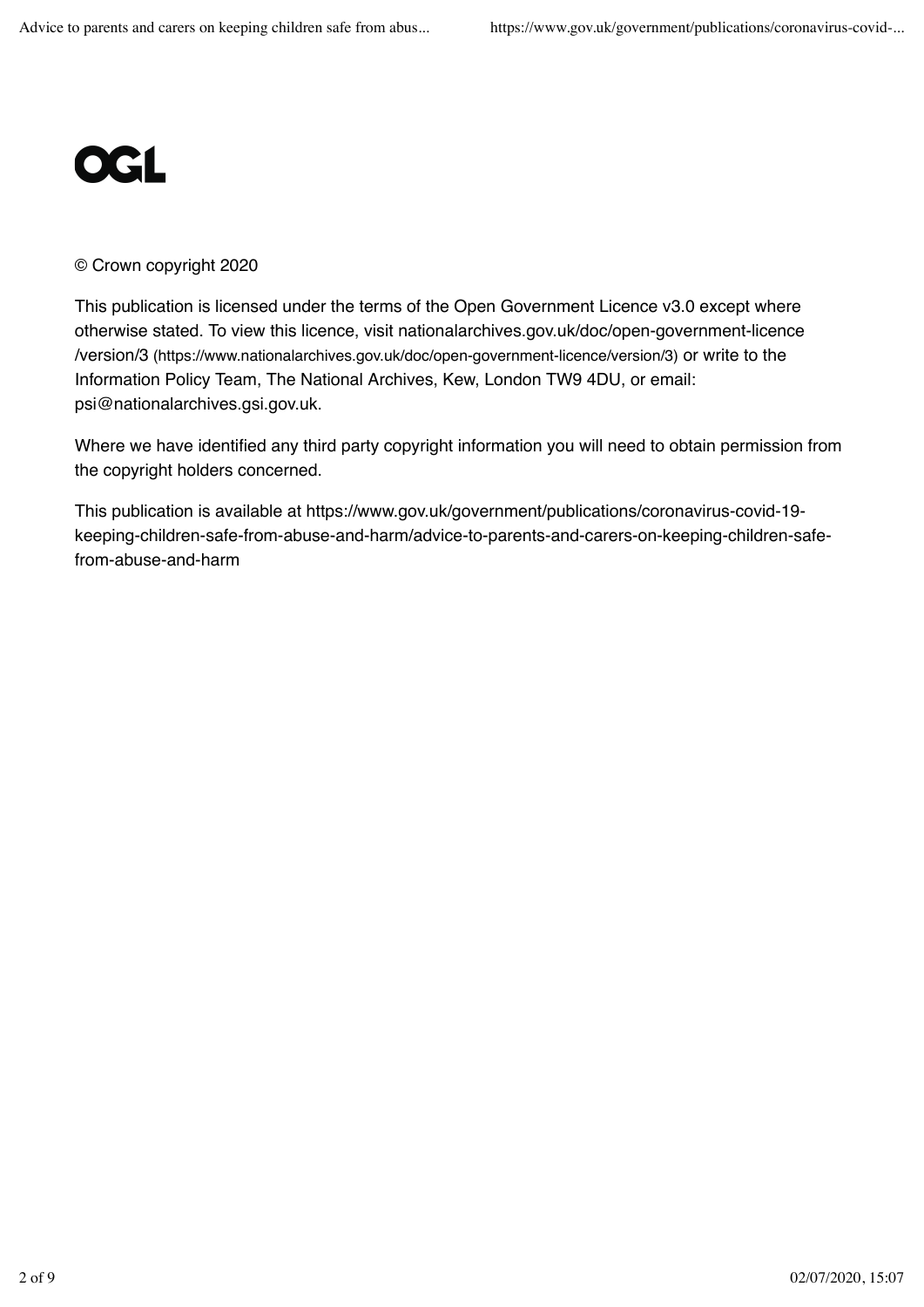OGL

© Crown copyright 2020

This publication is licensed under the terms of the Open Government Licence v3.0 except where otherwise stated. To view this licence, visit nationalarchives.gov.uk/doc/open-government-licence/version/3 (https://www.nationalarchives.gov.uk/doc/open-government-licence/version/3) or write to the Information Policy Team, The National Archives, Kew, London TW9 4DU, or email: psi@nationalarchives.gsi.gov.uk.

Where we have identified any third party copyright information you will need to obtain permission from the copyright holders concerned.

This publication is available at https://www.gov.uk/government/publications/coronavirus-covid-19-keeping-children-safe-from-abuse-and-harm/advice-to-parents-and-carers-on-keeping-children-safe-from-abuse-and-harm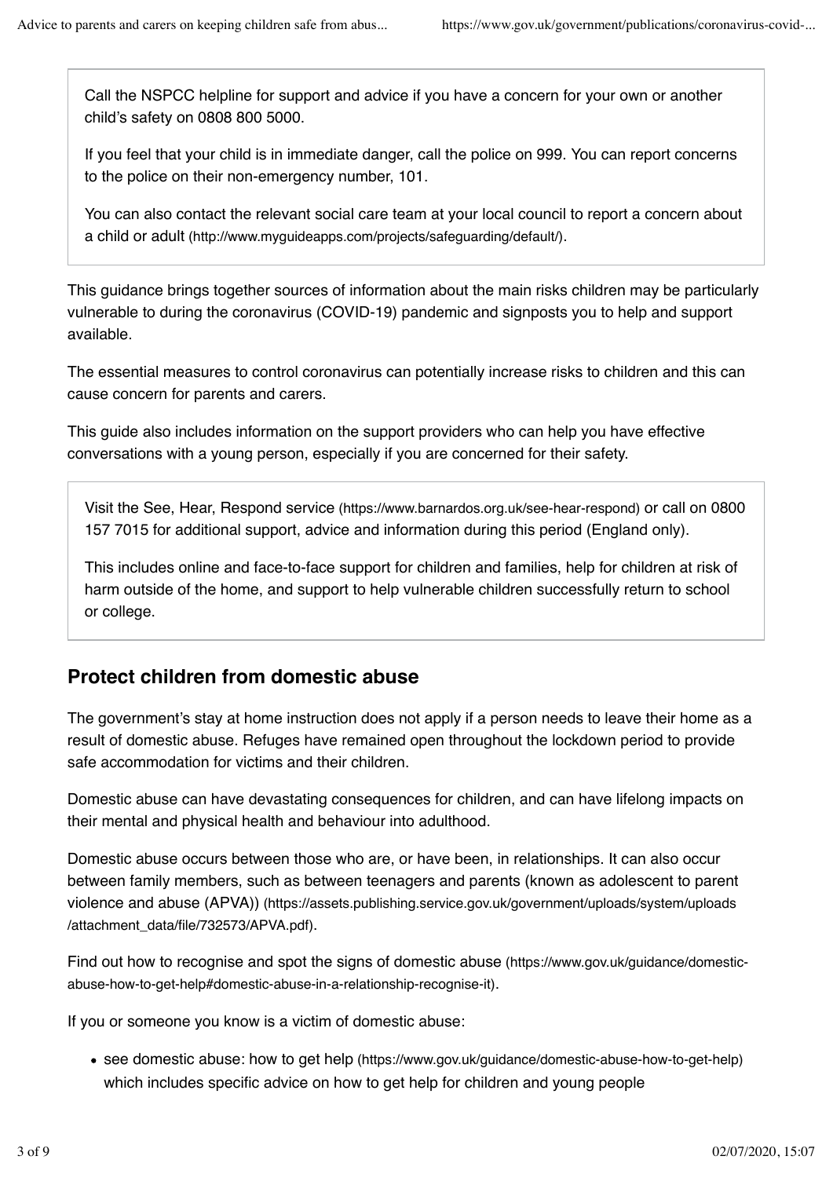Call the NSPCC helpline for support and advice if you have a concern for your own or another child's safety on 0808 800 5000.

If you feel that your child is in immediate danger, call the police on 999. You can report concerns to the police on their non-emergency number, 101.

You can also contact the relevant social care team at your local council to report a concern about a child or adult (http://www.myguideapps.com/projects/safeguarding/default/).

This guidance brings together sources of information about the main risks children may be particularly vulnerable to during the coronavirus (COVID-19) pandemic and signposts you to help and support available.

The essential measures to control coronavirus can potentially increase risks to children and this can cause concern for parents and carers.

This guide also includes information on the support providers who can help you have effective conversations with a young person, especially if you are concerned for their safety.

Visit the See, Hear, Respond service (https://www.barnardos.org.uk/see-hear-respond) or call on 0800 157 7015 for additional support, advice and information during this period (England only).

This includes online and face-to-face support for children and families, help for children at risk of harm outside of the home, and support to help vulnerable children successfully return to school or college.

## Protect children from domestic abuse

The government's stay at home instruction does not apply if a person needs to leave their home as a result of domestic abuse. Refuges have remained open throughout the lockdown period to provide safe accommodation for victims and their children.

Domestic abuse can have devastating consequences for children, and can have lifelong impacts on their mental and physical health and behaviour into adulthood.

Domestic abuse occurs between those who are, or have been, in relationships. It can also occur between family members, such as between teenagers and parents (known as adolescent to parent violence and abuse (APVA)) (https://assets.publishing.service.gov.uk/government/uploads/system/uploads/attachment_data/file/732573/APVA.pdf).

Find out how to recognise and spot the signs of domestic abuse (https://www.gov.uk/guidance/domestic-abuse-how-to-get-help#domestic-abuse-in-a-relationship-recognise-it).

If you or someone you know is a victim of domestic abuse:

- see domestic abuse: how to get help (https://www.gov.uk/guidance/domestic-abuse-how-to-get-help) which includes specific advice on how to get help for children and young people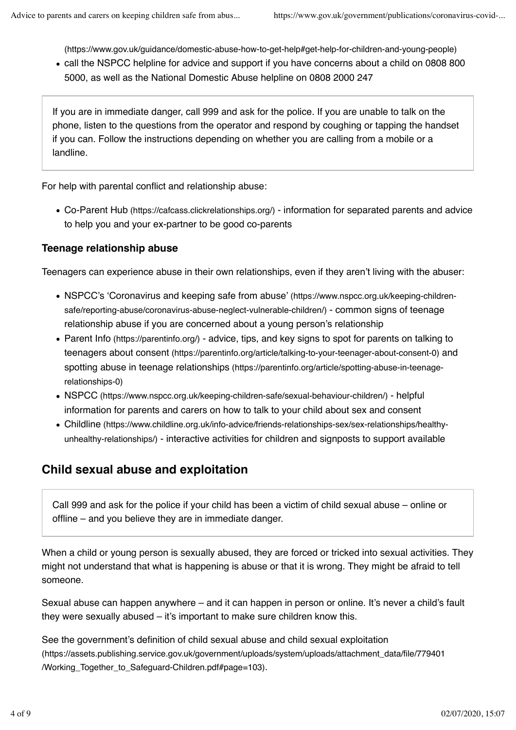(https://www.gov.uk/guidance/domestic-abuse-how-to-get-help#get-help-for-children-and-young-people)

- call the NSPCC helpline for advice and support if you have concerns about a child on 0808 800 5000, as well as the National Domestic Abuse helpline on 0808 2000 247

> If you are in immediate danger, call 999 and ask for the police. If you are unable to talk on the phone, listen to the questions from the operator and respond by coughing or tapping the handset if you can. Follow the instructions depending on whether you are calling from a mobile or a landline.

For help with parental conflict and relationship abuse:

- Co-Parent Hub (https://cafcass.clickrelationships.org/) - information for separated parents and advice to help you and your ex-partner to be good co-parents

### Teenage relationship abuse

Teenagers can experience abuse in their own relationships, even if they aren't living with the abuser:

- NSPCC's 'Coronavirus and keeping safe from abuse' (https://www.nspcc.org.uk/keeping-children-safe/reporting-abuse/coronavirus-abuse-neglect-vulnerable-children/) - common signs of teenage relationship abuse if you are concerned about a young person's relationship
- Parent Info (https://parentinfo.org/) - advice, tips, and key signs to spot for parents on talking to teenagers about consent (https://parentinfo.org/article/talking-to-your-teenager-about-consent-0) and spotting abuse in teenage relationships (https://parentinfo.org/article/spotting-abuse-in-teenage-relationships-0)
- NSPCC (https://www.nspcc.org.uk/keeping-children-safe/sexual-behaviour-children/) - helpful information for parents and carers on how to talk to your child about sex and consent
- Childline (https://www.childline.org.uk/info-advice/friends-relationships-sex/sex-relationships/healthy-unhealthy-relationships/) - interactive activities for children and signposts to support available

## Child sexual abuse and exploitation

> Call 999 and ask for the police if your child has been a victim of child sexual abuse – online or offline – and you believe they are in immediate danger.

When a child or young person is sexually abused, they are forced or tricked into sexual activities. They might not understand that what is happening is abuse or that it is wrong. They might be afraid to tell someone.

Sexual abuse can happen anywhere – and it can happen in person or online. It's never a child's fault they were sexually abused – it's important to make sure children know this.

See the government's definition of child sexual abuse and child sexual exploitation (https://assets.publishing.service.gov.uk/government/uploads/system/uploads/attachment_data/file/779401/Working_Together_to_Safeguard-Children.pdf#page=103).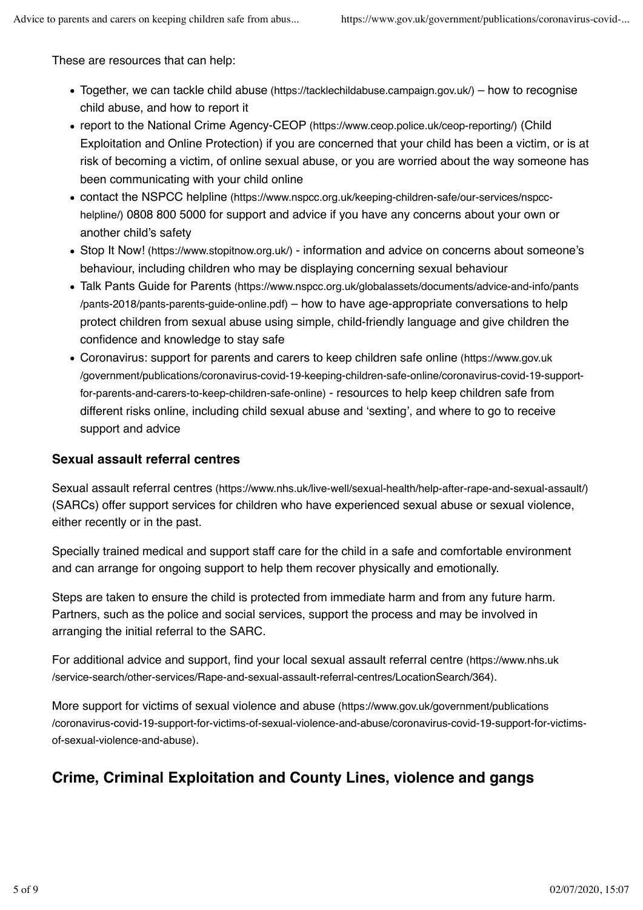These are resources that can help:

- Together, we can tackle child abuse (https://tacklechildabuse.campaign.gov.uk/) – how to recognise child abuse, and how to report it
- report to the National Crime Agency-CEOP (https://www.ceop.police.uk/ceop-reporting/) (Child Exploitation and Online Protection) if you are concerned that your child has been a victim, or is at risk of becoming a victim, of online sexual abuse, or you are worried about the way someone has been communicating with your child online
- contact the NSPCC helpline (https://www.nspcc.org.uk/keeping-children-safe/our-services/nspcc-helpline/) 0808 800 5000 for support and advice if you have any concerns about your own or another child's safety
- Stop It Now! (https://www.stopitnow.org.uk/) - information and advice on concerns about someone's behaviour, including children who may be displaying concerning sexual behaviour
- Talk Pants Guide for Parents (https://www.nspcc.org.uk/globalassets/documents/advice-and-info/pants/pants-2018/pants-parents-guide-online.pdf) – how to have age-appropriate conversations to help protect children from sexual abuse using simple, child-friendly language and give children the confidence and knowledge to stay safe
- Coronavirus: support for parents and carers to keep children safe online (https://www.gov.uk/government/publications/coronavirus-covid-19-keeping-children-safe-online/coronavirus-covid-19-support-for-parents-and-carers-to-keep-children-safe-online) - resources to help keep children safe from different risks online, including child sexual abuse and 'sexting', and where to go to receive support and advice

### Sexual assault referral centres

Sexual assault referral centres (https://www.nhs.uk/live-well/sexual-health/help-after-rape-and-sexual-assault/) (SARCs) offer support services for children who have experienced sexual abuse or sexual violence, either recently or in the past.

Specially trained medical and support staff care for the child in a safe and comfortable environment and can arrange for ongoing support to help them recover physically and emotionally.

Steps are taken to ensure the child is protected from immediate harm and from any future harm. Partners, such as the police and social services, support the process and may be involved in arranging the initial referral to the SARC.

For additional advice and support, find your local sexual assault referral centre (https://www.nhs.uk/service-search/other-services/Rape-and-sexual-assault-referral-centres/LocationSearch/364).

More support for victims of sexual violence and abuse (https://www.gov.uk/government/publications/coronavirus-covid-19-support-for-victims-of-sexual-violence-and-abuse/coronavirus-covid-19-support-for-victims-of-sexual-violence-and-abuse).

## Crime, Criminal Exploitation and County Lines, violence and gangs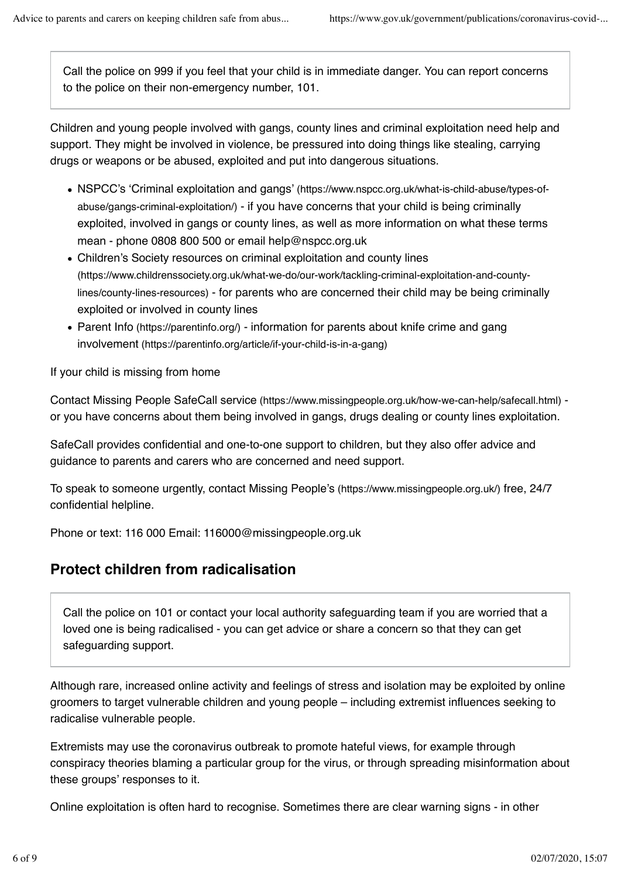Call the police on 999 if you feel that your child is in immediate danger. You can report concerns to the police on their non-emergency number, 101.

Children and young people involved with gangs, county lines and criminal exploitation need help and support. They might be involved in violence, be pressured into doing things like stealing, carrying drugs or weapons or be abused, exploited and put into dangerous situations.

- NSPCC's 'Criminal exploitation and gangs' (https://www.nspcc.org.uk/what-is-child-abuse/types-of-abuse/gangs-criminal-exploitation/) - if you have concerns that your child is being criminally exploited, involved in gangs or county lines, as well as more information on what these terms mean - phone 0808 800 500 or email help@nspcc.org.uk
- Children's Society resources on criminal exploitation and county lines (https://www.childrenssociety.org.uk/what-we-do/our-work/tackling-criminal-exploitation-and-county-lines/county-lines-resources) - for parents who are concerned their child may be being criminally exploited or involved in county lines
- Parent Info (https://parentinfo.org/) - information for parents about knife crime and gang involvement (https://parentinfo.org/article/if-your-child-is-in-a-gang)

If your child is missing from home

Contact Missing People SafeCall service (https://www.missingpeople.org.uk/how-we-can-help/safecall.html) - or you have concerns about them being involved in gangs, drugs dealing or county lines exploitation.

SafeCall provides confidential and one-to-one support to children, but they also offer advice and guidance to parents and carers who are concerned and need support.

To speak to someone urgently, contact Missing People's (https://www.missingpeople.org.uk/) free, 24/7 confidential helpline.

Phone or text: 116 000 Email: 116000@missingpeople.org.uk

## Protect children from radicalisation

Call the police on 101 or contact your local authority safeguarding team if you are worried that a loved one is being radicalised - you can get advice or share a concern so that they can get safeguarding support.

Although rare, increased online activity and feelings of stress and isolation may be exploited by online groomers to target vulnerable children and young people – including extremist influences seeking to radicalise vulnerable people.

Extremists may use the coronavirus outbreak to promote hateful views, for example through conspiracy theories blaming a particular group for the virus, or through spreading misinformation about these groups' responses to it.

Online exploitation is often hard to recognise. Sometimes there are clear warning signs - in other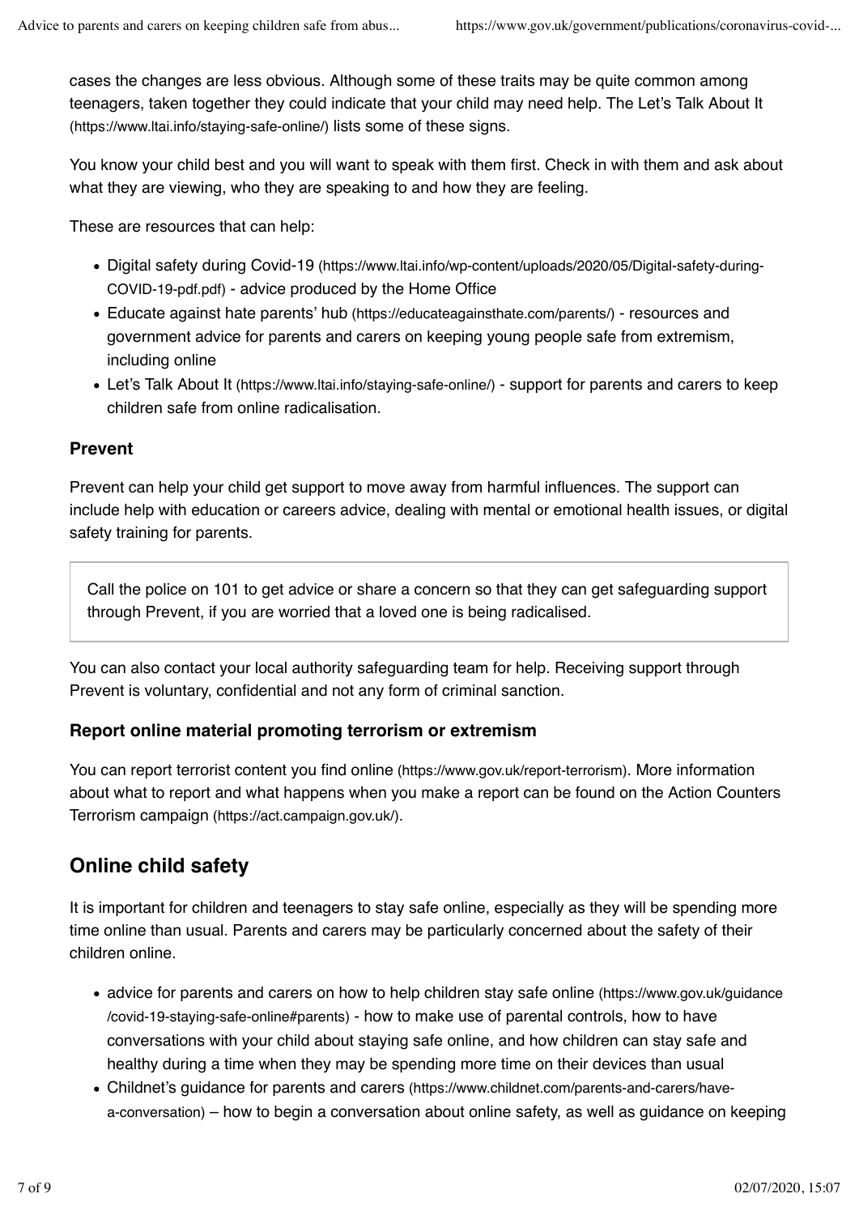cases the changes are less obvious. Although some of these traits may be quite common among teenagers, taken together they could indicate that your child may need help. The Let's Talk About It (https://www.ltai.info/staying-safe-online/) lists some of these signs.

You know your child best and you will want to speak with them first. Check in with them and ask about what they are viewing, who they are speaking to and how they are feeling.

These are resources that can help:

- Digital safety during Covid-19 (https://www.ltai.info/wp-content/uploads/2020/05/Digital-safety-during-COVID-19-pdf.pdf) - advice produced by the Home Office
- Educate against hate parents' hub (https://educateagainsthate.com/parents/) - resources and government advice for parents and carers on keeping young people safe from extremism, including online
- Let's Talk About It (https://www.ltai.info/staying-safe-online/) - support for parents and carers to keep children safe from online radicalisation.

### Prevent

Prevent can help your child get support to move away from harmful influences. The support can include help with education or careers advice, dealing with mental or emotional health issues, or digital safety training for parents.

> Call the police on 101 to get advice or share a concern so that they can get safeguarding support through Prevent, if you are worried that a loved one is being radicalised.

You can also contact your local authority safeguarding team for help. Receiving support through Prevent is voluntary, confidential and not any form of criminal sanction.

### Report online material promoting terrorism or extremism

You can report terrorist content you find online (https://www.gov.uk/report-terrorism). More information about what to report and what happens when you make a report can be found on the Action Counters Terrorism campaign (https://act.campaign.gov.uk/).

## Online child safety

It is important for children and teenagers to stay safe online, especially as they will be spending more time online than usual. Parents and carers may be particularly concerned about the safety of their children online.

- advice for parents and carers on how to help children stay safe online (https://www.gov.uk/guidance/covid-19-staying-safe-online#parents) - how to make use of parental controls, how to have conversations with your child about staying safe online, and how children can stay safe and healthy during a time when they may be spending more time on their devices than usual
- Childnet's guidance for parents and carers (https://www.childnet.com/parents-and-carers/have-a-conversation) – how to begin a conversation about online safety, as well as guidance on keeping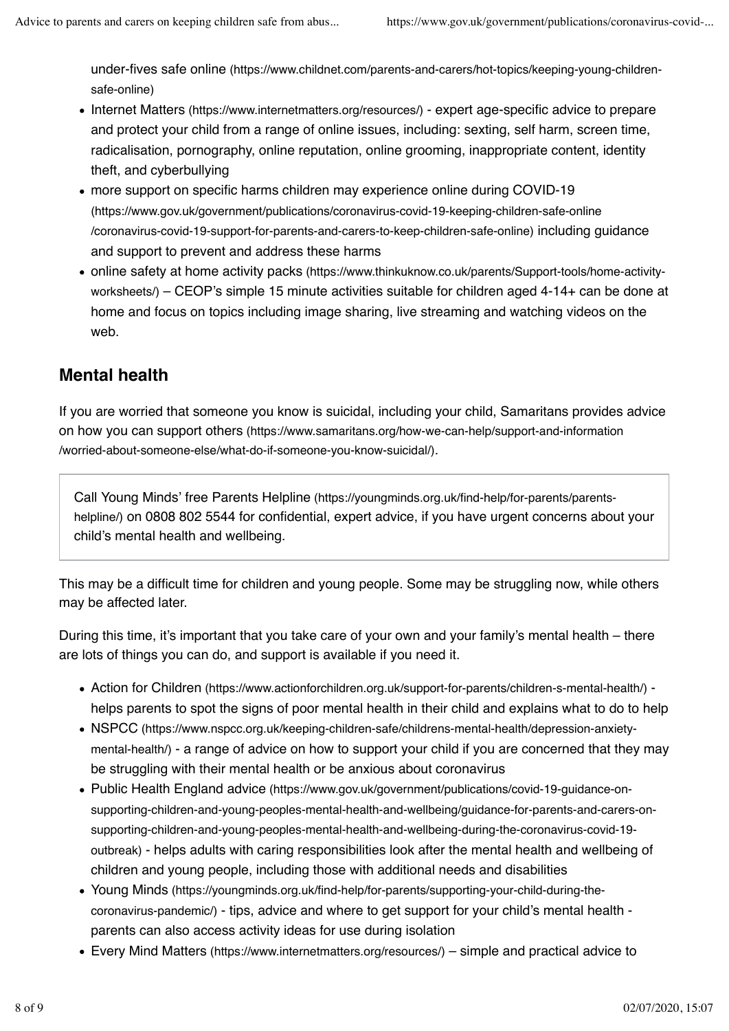under-fives safe online (https://www.childnet.com/parents-and-carers/hot-topics/keeping-young-children-safe-online)

- Internet Matters (https://www.internetmatters.org/resources/) - expert age-specific advice to prepare and protect your child from a range of online issues, including: sexting, self harm, screen time, radicalisation, pornography, online reputation, online grooming, inappropriate content, identity theft, and cyberbullying
- more support on specific harms children may experience online during COVID-19 (https://www.gov.uk/government/publications/coronavirus-covid-19-keeping-children-safe-online/coronavirus-covid-19-support-for-parents-and-carers-to-keep-children-safe-online) including guidance and support to prevent and address these harms
- online safety at home activity packs (https://www.thinkuknow.co.uk/parents/Support-tools/home-activity-worksheets/) – CEOP's simple 15 minute activities suitable for children aged 4-14+ can be done at home and focus on topics including image sharing, live streaming and watching videos on the web.

## Mental health

If you are worried that someone you know is suicidal, including your child, Samaritans provides advice on how you can support others (https://www.samaritans.org/how-we-can-help/support-and-information/worried-about-someone-else/what-do-if-someone-you-know-suicidal/).

> Call Young Minds' free Parents Helpline (https://youngminds.org.uk/find-help/for-parents/parents-helpline/) on 0808 802 5544 for confidential, expert advice, if you have urgent concerns about your child's mental health and wellbeing.

This may be a difficult time for children and young people. Some may be struggling now, while others may be affected later.

During this time, it's important that you take care of your own and your family's mental health – there are lots of things you can do, and support is available if you need it.

- Action for Children (https://www.actionforchildren.org.uk/support-for-parents/children-s-mental-health/) - helps parents to spot the signs of poor mental health in their child and explains what to do to help
- NSPCC (https://www.nspcc.org.uk/keeping-children-safe/childrens-mental-health/depression-anxiety-mental-health/) - a range of advice on how to support your child if you are concerned that they may be struggling with their mental health or be anxious about coronavirus
- Public Health England advice (https://www.gov.uk/government/publications/covid-19-guidance-on-supporting-children-and-young-peoples-mental-health-and-wellbeing/guidance-for-parents-and-carers-on-supporting-children-and-young-peoples-mental-health-and-wellbeing-during-the-coronavirus-covid-19-outbreak) - helps adults with caring responsibilities look after the mental health and wellbeing of children and young people, including those with additional needs and disabilities
- Young Minds (https://youngminds.org.uk/find-help/for-parents/supporting-your-child-during-the-coronavirus-pandemic/) - tips, advice and where to get support for your child's mental health - parents can also access activity ideas for use during isolation
- Every Mind Matters (https://www.internetmatters.org/resources/) – simple and practical advice to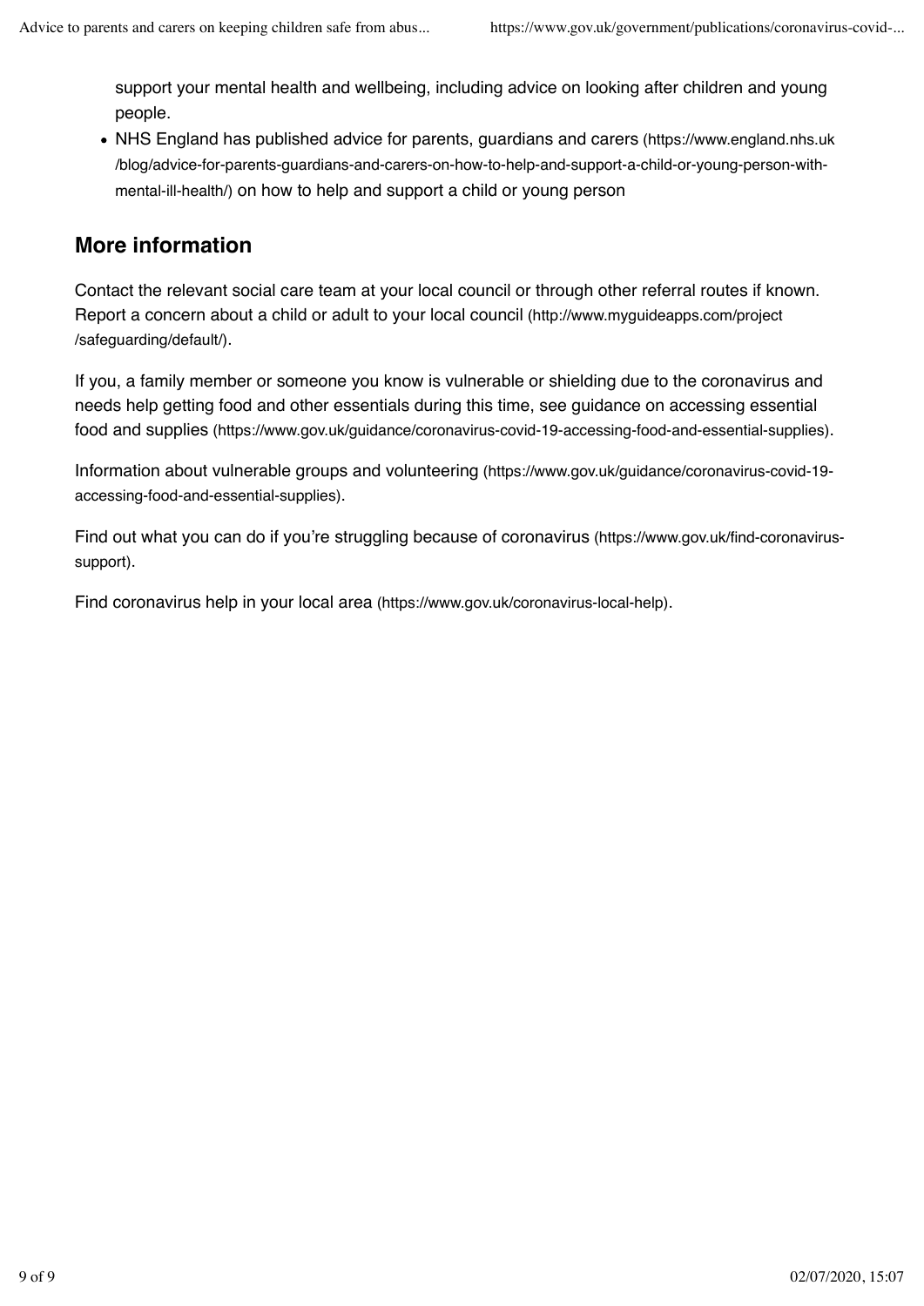support your mental health and wellbeing, including advice on looking after children and young people.

- NHS England has published advice for parents, guardians and carers (https://www.england.nhs.uk/blog/advice-for-parents-guardians-and-carers-on-how-to-help-and-support-a-child-or-young-person-with-mental-ill-health/) on how to help and support a child or young person

## More information

Contact the relevant social care team at your local council or through other referral routes if known. Report a concern about a child or adult to your local council (http://www.myguideapps.com/project/safeguarding/default/).

If you, a family member or someone you know is vulnerable or shielding due to the coronavirus and needs help getting food and other essentials during this time, see guidance on accessing essential food and supplies (https://www.gov.uk/guidance/coronavirus-covid-19-accessing-food-and-essential-supplies).

Information about vulnerable groups and volunteering (https://www.gov.uk/guidance/coronavirus-covid-19-accessing-food-and-essential-supplies).

Find out what you can do if you're struggling because of coronavirus (https://www.gov.uk/find-coronavirus-support).

Find coronavirus help in your local area (https://www.gov.uk/coronavirus-local-help).